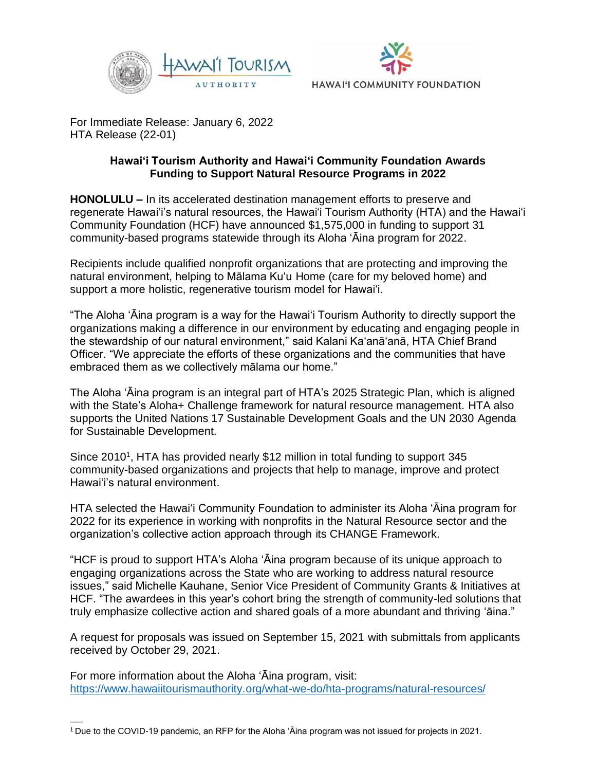For Immediate Release: January 6, 2022
HTA Release (22-01)

**Hawai'i Tourism Authority and Hawai'i Community Foundation Awards Funding to Support Natural Resource Programs in 2022**

**HONOLULU –** In its accelerated destination management efforts to preserve and regenerate Hawai'i's natural resources, the Hawai'i Tourism Authority (HTA) and the Hawai'i Community Foundation (HCF) have announced $1,575,000 in funding to support 31 community-based programs statewide through its Aloha 'Āina program for 2022.

Recipients include qualified nonprofit organizations that are protecting and improving the natural environment, helping to Mālama Ku'u Home (care for my beloved home) and support a more holistic, regenerative tourism model for Hawai'i.

"The Aloha 'Āina program is a way for the Hawai'i Tourism Authority to directly support the organizations making a difference in our environment by educating and engaging people in the stewardship of our natural environment," said Kalani Ka'anā'anā, HTA Chief Brand Officer. "We appreciate the efforts of these organizations and the communities that have embraced them as we collectively mālama our home."

The Aloha 'Āina program is an integral part of HTA's 2025 Strategic Plan, which is aligned with the State's Aloha+ Challenge framework for natural resource management. HTA also supports the United Nations 17 Sustainable Development Goals and the UN 2030 Agenda for Sustainable Development.

Since 2010[1], HTA has provided nearly $12 million in total funding to support 345 community-based organizations and projects that help to manage, improve and protect Hawai'i's natural environment.

HTA selected the Hawai'i Community Foundation to administer its Aloha 'Āina program for 2022 for its experience in working with nonprofits in the Natural Resource sector and the organization's collective action approach through its CHANGE Framework.

"HCF is proud to support HTA's Aloha 'Āina program because of its unique approach to engaging organizations across the State who are working to address natural resource issues," said Michelle Kauhane, Senior Vice President of Community Grants & Initiatives at HCF. "The awardees in this year's cohort bring the strength of community-led solutions that truly emphasize collective action and shared goals of a more abundant and thriving 'āina."

A request for proposals was issued on September 15, 2021 with submittals from applicants received by October 29, 2021.

For more information about the Aloha 'Āina program, visit:
https://www.hawaiitourismauthority.org/what-we-do/hta-programs/natural-resources/

---

[1] Due to the COVID-19 pandemic, an RFP for the Aloha 'Āina program was not issued for projects in 2021.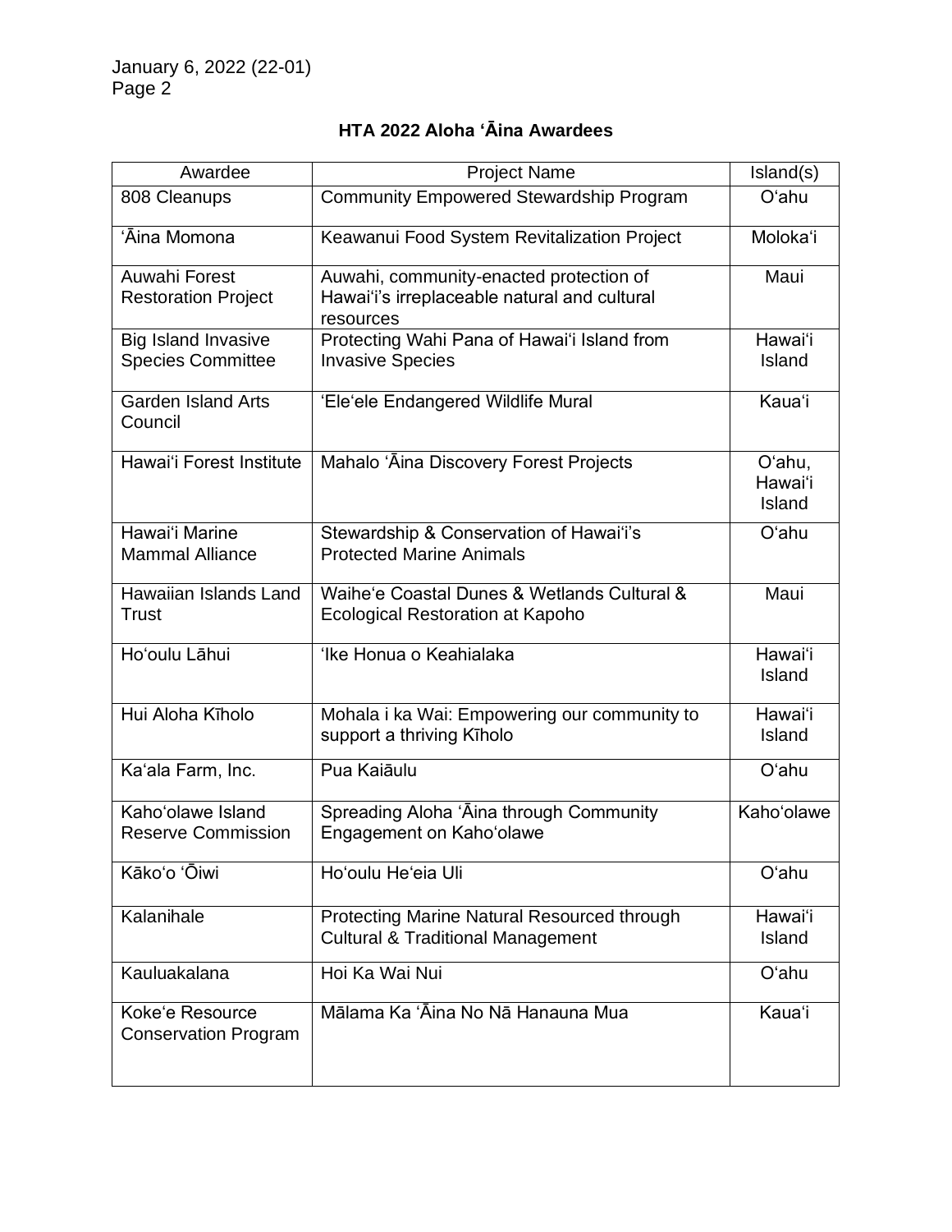### HTA 2022 Aloha ʻĀina Awardees

| Awardee | Project Name | Island(s) |
|---|---|---|
| 808 Cleanups | Community Empowered Stewardship Program | Oʻahu |
| ʻĀina Momona | Keawanui Food System Revitalization Project | Molokaʻi |
| Auwahi Forest Restoration Project | Auwahi, community-enacted protection of Hawaiʻi's irreplaceable natural and cultural resources | Maui |
| Big Island Invasive Species Committee | Protecting Wahi Pana of Hawaiʻi Island from Invasive Species | Hawaiʻi Island |
| Garden Island Arts Council | ʻEleʻele Endangered Wildlife Mural | Kauaʻi |
| Hawaiʻi Forest Institute | Mahalo ʻĀina Discovery Forest Projects | Oʻahu, Hawaiʻi Island |
| Hawaiʻi Marine Mammal Alliance | Stewardship & Conservation of Hawaiʻi's Protected Marine Animals | Oʻahu |
| Hawaiian Islands Land Trust | Waiheʻe Coastal Dunes & Wetlands Cultural & Ecological Restoration at Kapoho | Maui |
| Hoʻoulu Lāhui | ʻIke Honua o Keahialaka | Hawaiʻi Island |
| Hui Aloha Kīholo | Mohala i ka Wai: Empowering our community to support a thriving Kīholo | Hawaiʻi Island |
| Kaʻala Farm, Inc. | Pua Kaiāulu | Oʻahu |
| Kahoʻolawe Island Reserve Commission | Spreading Aloha ʻĀina through Community Engagement on Kahoʻolawe | Kahoʻolawe |
| Kākoʻo ʻŌiwi | Hoʻoulu Heʻeia Uli | Oʻahu |
| Kalanihale | Protecting Marine Natural Resourced through Cultural & Traditional Management | Hawaiʻi Island |
| Kauluakalana | Hoi Ka Wai Nui | Oʻahu |
| Kokeʻe Resource Conservation Program | Mālama Ka ʻĀina No Nā Hanauna Mua | Kauaʻi |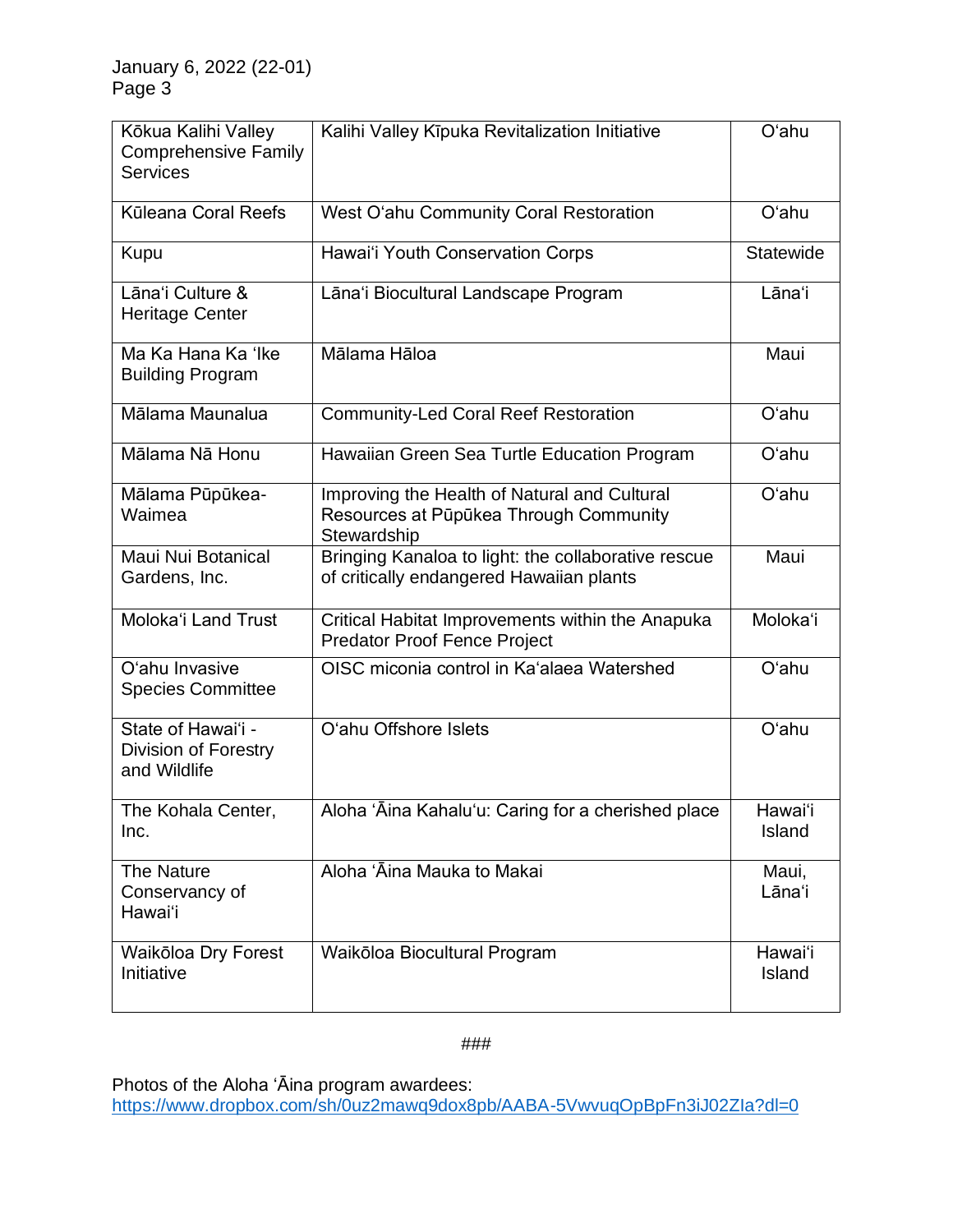| Kōkua Kalihi Valley Comprehensive Family Services | Kalihi Valley Kīpuka Revitalization Initiative | Oʻahu |
|---|---|---|
| Kūleana Coral Reefs | West Oʻahu Community Coral Restoration | Oʻahu |
| Kupu | Hawaiʻi Youth Conservation Corps | Statewide |
| Lānaʻi Culture & Heritage Center | Lānaʻi Biocultural Landscape Program | Lānaʻi |
| Ma Ka Hana Ka ʻIke Building Program | Mālama Hāloa | Maui |
| Mālama Maunalua | Community-Led Coral Reef Restoration | Oʻahu |
| Mālama Nā Honu | Hawaiian Green Sea Turtle Education Program | Oʻahu |
| Mālama Pūpūkea-Waimea | Improving the Health of Natural and Cultural Resources at Pūpūkea Through Community Stewardship | Oʻahu |
| Maui Nui Botanical Gardens, Inc. | Bringing Kanaloa to light: the collaborative rescue of critically endangered Hawaiian plants | Maui |
| Molokaʻi Land Trust | Critical Habitat Improvements within the Anapuka Predator Proof Fence Project | Molokaʻi |
| Oʻahu Invasive Species Committee | OISC miconia control in Kaʻalaea Watershed | Oʻahu |
| State of Hawaiʻi - Division of Forestry and Wildlife | Oʻahu Offshore Islets | Oʻahu |
| The Kohala Center, Inc. | Aloha ʻĀina Kahaluʻu: Caring for a cherished place | Hawaiʻi Island |
| The Nature Conservancy of Hawaiʻi | Aloha ʻĀina Mauka to Makai | Maui, Lānaʻi |
| Waikōloa Dry Forest Initiative | Waikōloa Biocultural Program | Hawaiʻi Island |

###

Photos of the Aloha ʻĀina program awardees:
https://www.dropbox.com/sh/0uz2mawq9dox8pb/AABA-5VwvuqOpBpFn3iJ02ZIa?dl=0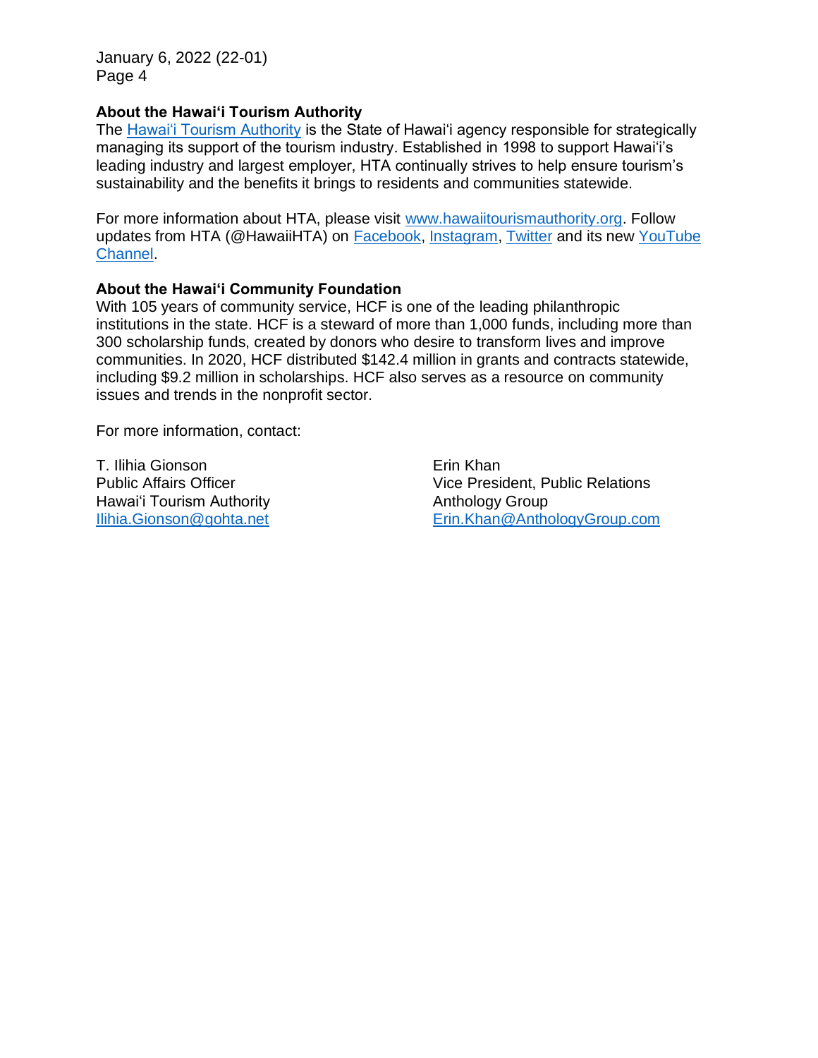### About the Hawai‘i Tourism Authority

The Hawai‘i Tourism Authority is the State of Hawai‘i agency responsible for strategically managing its support of the tourism industry. Established in 1998 to support Hawai‘i's leading industry and largest employer, HTA continually strives to help ensure tourism's sustainability and the benefits it brings to residents and communities statewide.

For more information about HTA, please visit www.hawaiitourismauthority.org. Follow updates from HTA (@HawaiiHTA) on Facebook, Instagram, Twitter and its new YouTube Channel.

### About the Hawai‘i Community Foundation

With 105 years of community service, HCF is one of the leading philanthropic institutions in the state. HCF is a steward of more than 1,000 funds, including more than 300 scholarship funds, created by donors who desire to transform lives and improve communities. In 2020, HCF distributed $142.4 million in grants and contracts statewide, including $9.2 million in scholarships. HCF also serves as a resource on community issues and trends in the nonprofit sector.

For more information, contact:

T. Ilihia Gionson
Public Affairs Officer
Hawai‘i Tourism Authority
Ilihia.Gionson@gohta.net

Erin Khan
Vice President, Public Relations
Anthology Group
Erin.Khan@AnthologyGroup.com